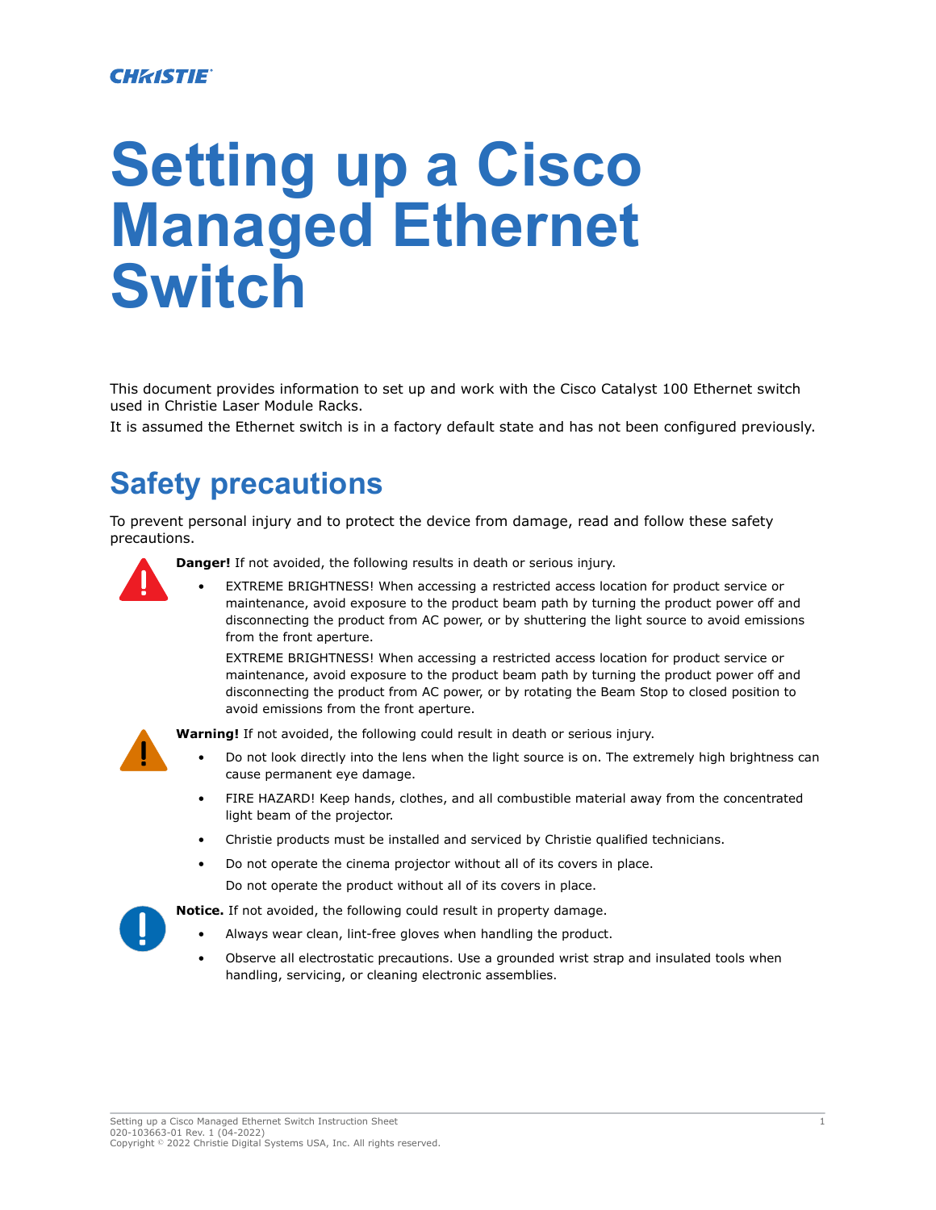CHRISTIE

# Setting up a Cisco Managed Ethernet Switch

This document provides information to set up and work with the Cisco Catalyst 100 Ethernet switch used in Christie Laser Module Racks.

It is assumed the Ethernet switch is in a factory default state and has not been configured previously.

## Safety precautions

To prevent personal injury and to protect the device from damage, read and follow these safety precautions.

**Danger!** If not avoided, the following results in death or serious injury.

- EXTREME BRIGHTNESS! When accessing a restricted access location for product service or maintenance, avoid exposure to the product beam path by turning the product power off and disconnecting the product from AC power, or by shuttering the light source to avoid emissions from the front aperture.

  EXTREME BRIGHTNESS! When accessing a restricted access location for product service or maintenance, avoid exposure to the product beam path by turning the product power off and disconnecting the product from AC power, or by rotating the Beam Stop to closed position to avoid emissions from the front aperture.

**Warning!** If not avoided, the following could result in death or serious injury.

- Do not look directly into the lens when the light source is on. The extremely high brightness can cause permanent eye damage.
- FIRE HAZARD! Keep hands, clothes, and all combustible material away from the concentrated light beam of the projector.
- Christie products must be installed and serviced by Christie qualified technicians.
- Do not operate the cinema projector without all of its covers in place.

  Do not operate the product without all of its covers in place.

**Notice.** If not avoided, the following could result in property damage.

- Always wear clean, lint-free gloves when handling the product.
- Observe all electrostatic precautions. Use a grounded wrist strap and insulated tools when handling, servicing, or cleaning electronic assemblies.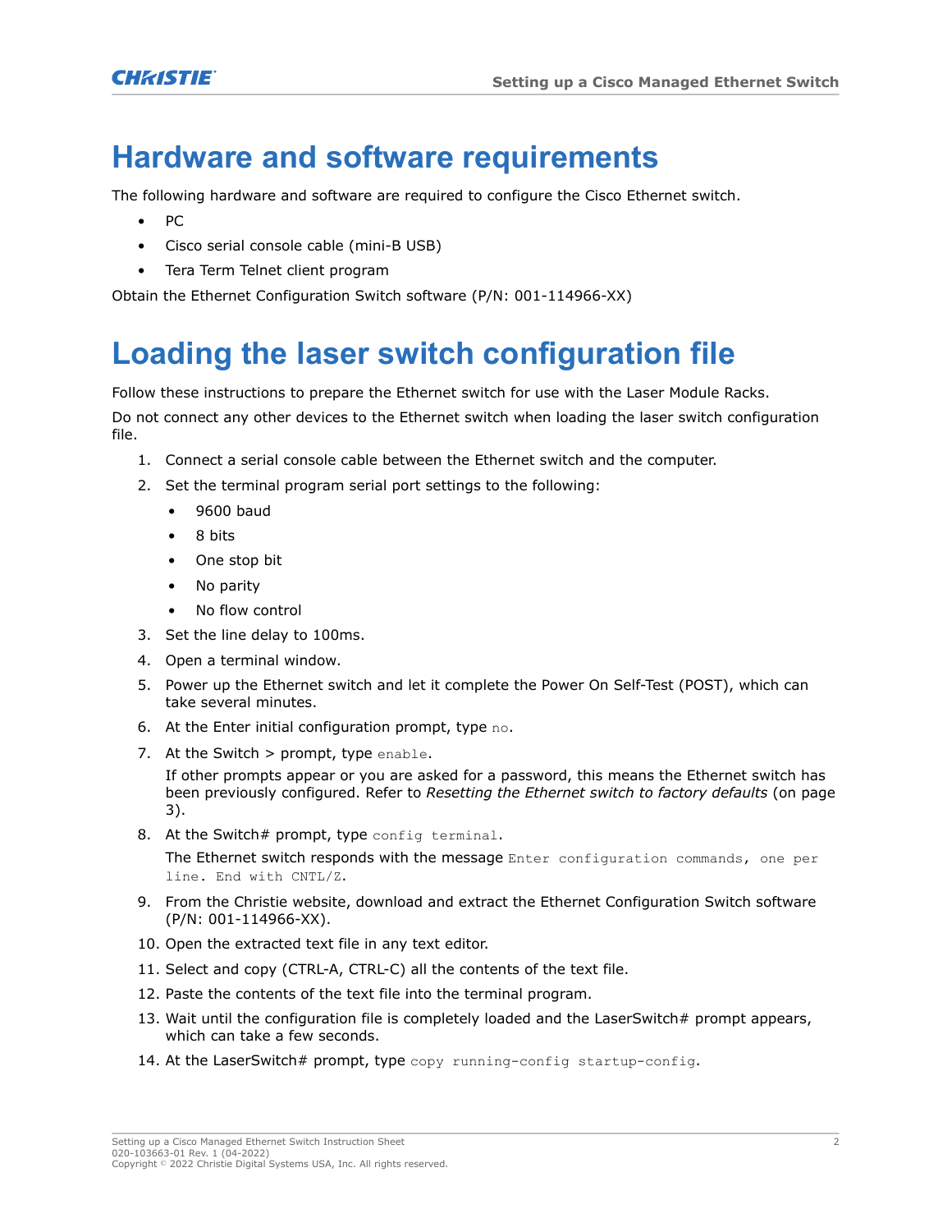# Hardware and software requirements

The following hardware and software are required to configure the Cisco Ethernet switch.

- PC
- Cisco serial console cable (mini-B USB)
- Tera Term Telnet client program

Obtain the Ethernet Configuration Switch software (P/N: 001-114966-XX)

# Loading the laser switch configuration file

Follow these instructions to prepare the Ethernet switch for use with the Laser Module Racks.

Do not connect any other devices to the Ethernet switch when loading the laser switch configuration file.

1. Connect a serial console cable between the Ethernet switch and the computer.
2. Set the terminal program serial port settings to the following:
   - 9600 baud
   - 8 bits
   - One stop bit
   - No parity
   - No flow control
3. Set the line delay to 100ms.
4. Open a terminal window.
5. Power up the Ethernet switch and let it complete the Power On Self-Test (POST), which can take several minutes.
6. At the Enter initial configuration prompt, type `no`.
7. At the Switch > prompt, type `enable`.

   If other prompts appear or you are asked for a password, this means the Ethernet switch has been previously configured. Refer to *Resetting the Ethernet switch to factory defaults* (on page 3).
8. At the Switch# prompt, type `config terminal`.

   The Ethernet switch responds with the message `Enter configuration commands, one per line. End with CNTL/Z.`
9. From the Christie website, download and extract the Ethernet Configuration Switch software (P/N: 001-114966-XX).
10. Open the extracted text file in any text editor.
11. Select and copy (CTRL-A, CTRL-C) all the contents of the text file.
12. Paste the contents of the text file into the terminal program.
13. Wait until the configuration file is completely loaded and the LaserSwitch# prompt appears, which can take a few seconds.
14. At the LaserSwitch# prompt, type `copy running-config startup-config`.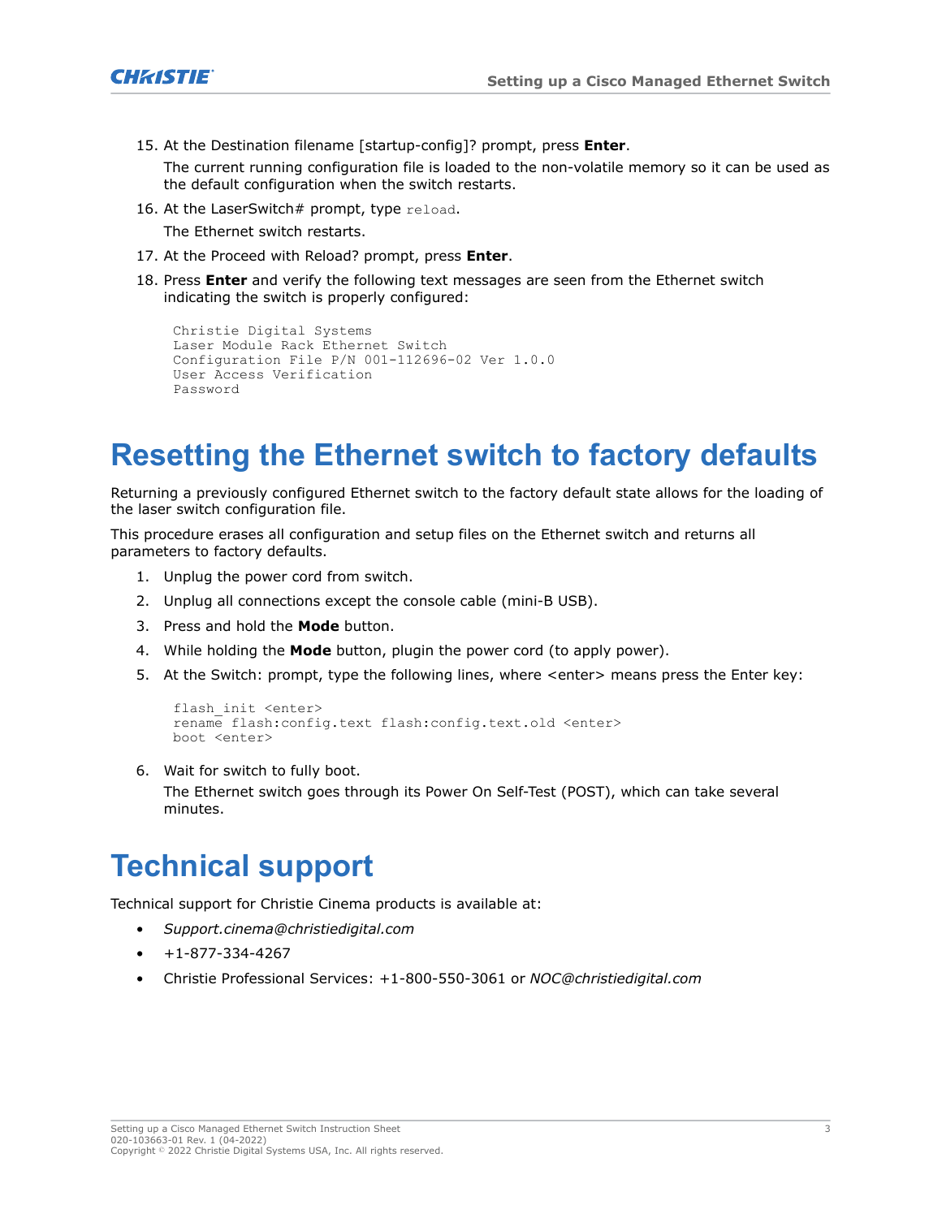15. At the Destination filename [startup-config]? prompt, press **Enter**.

    The current running configuration file is loaded to the non-volatile memory so it can be used as the default configuration when the switch restarts.

16. At the LaserSwitch# prompt, type `reload`.

    The Ethernet switch restarts.

17. At the Proceed with Reload? prompt, press **Enter**.

18. Press **Enter** and verify the following text messages are seen from the Ethernet switch indicating the switch is properly configured:

```
Christie Digital Systems
Laser Module Rack Ethernet Switch
Configuration File P/N 001-112696-02 Ver 1.0.0
User Access Verification
Password
```

# Resetting the Ethernet switch to factory defaults

Returning a previously configured Ethernet switch to the factory default state allows for the loading of the laser switch configuration file.

This procedure erases all configuration and setup files on the Ethernet switch and returns all parameters to factory defaults.

1. Unplug the power cord from switch.
2. Unplug all connections except the console cable (mini-B USB).
3. Press and hold the **Mode** button.
4. While holding the **Mode** button, plugin the power cord (to apply power).
5. At the Switch: prompt, type the following lines, where <enter> means press the Enter key:

```
flash_init <enter>
rename flash:config.text flash:config.text.old <enter>
boot <enter>
```

6. Wait for switch to fully boot.

   The Ethernet switch goes through its Power On Self-Test (POST), which can take several minutes.

# Technical support

Technical support for Christie Cinema products is available at:

- *Support.cinema@christiedigital.com*
- +1-877-334-4267
- Christie Professional Services: +1-800-550-3061 or *NOC@christiedigital.com*